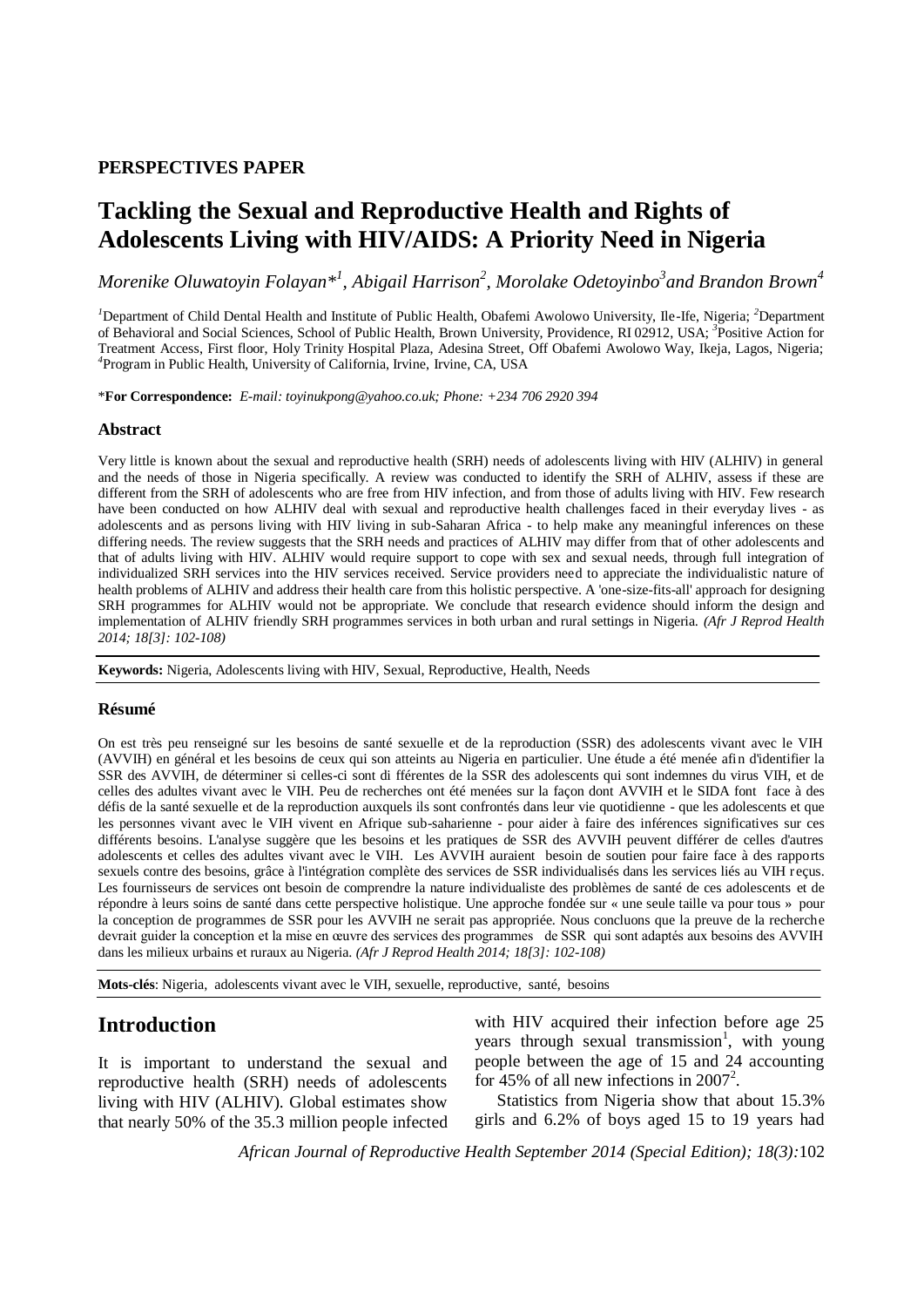**PERSPECTIVES PAPER**

# Tackling the Sexual and Reproductive Health and Rights of Adolescents Living with HIV/AIDS: A Priority Need in Nigeria

*Morenike Oluwatoyin Folayan*[1], Abigail Harrison[2], Morolake Odetoyinbo[3] and Brandon Brown[4]*

[1]Department of Child Dental Health and Institute of Public Health, Obafemi Awolowo University, Ile-Ife, Nigeria; [2]Department of Behavioral and Social Sciences, School of Public Health, Brown University, Providence, RI 02912, USA; [3]Positive Action for Treatment Access, First floor, Holy Trinity Hospital Plaza, Adesina Street, Off Obafemi Awolowo Way, Ikeja, Lagos, Nigeria; [4]Program in Public Health, University of California, Irvine, Irvine, CA, USA

\***For Correspondence:** *E-mail: toyinukpong@yahoo.co.uk; Phone: +234 706 2920 394*

### Abstract

Very little is known about the sexual and reproductive health (SRH) needs of adolescents living with HIV (ALHIV) in general and the needs of those in Nigeria specifically. A review was conducted to identify the SRH of ALHIV, assess if these are different from the SRH of adolescents who are free from HIV infection, and from those of adults living with HIV. Few research have been conducted on how ALHIV deal with sexual and reproductive health challenges faced in their everyday lives - as adolescents and as persons living with HIV living in sub-Saharan Africa - to help make any meaningful inferences on these differing needs. The review suggests that the SRH needs and practices of ALHIV may differ from that of other adolescents and that of adults living with HIV. ALHIV would require support to cope with sex and sexual needs, through full integration of individualized SRH services into the HIV services received. Service providers need to appreciate the individualistic nature of health problems of ALHIV and address their health care from this holistic perspective. A 'one-size-fits-all' approach for designing SRH programmes for ALHIV would not be appropriate. We conclude that research evidence should inform the design and implementation of ALHIV friendly SRH programmes services in both urban and rural settings in Nigeria. *(Afr J Reprod Health 2014; 18[3]: 102-108)*

**Keywords:** Nigeria, Adolescents living with HIV, Sexual, Reproductive, Health, Needs

### Résumé

On est très peu renseigné sur les besoins de santé sexuelle et de la reproduction (SSR) des adolescents vivant avec le VIH (AVVIH) en général et les besoins de ceux qui son atteints au Nigeria en particulier. Une étude a été menée afin d'identifier la SSR des AVVIH, de déterminer si celles-ci sont di fférentes de la SSR des adolescents qui sont indemnes du virus VIH, et de celles des adultes vivant avec le VIH. Peu de recherches ont été menées sur la façon dont AVVIH et le SIDA font face à des défis de la santé sexuelle et de la reproduction auxquels ils sont confrontés dans leur vie quotidienne - que les adolescents et que les personnes vivant avec le VIH vivent en Afrique sub-saharienne - pour aider à faire des inférences significatives sur ces différents besoins. L'analyse suggère que les besoins et les pratiques de SSR des AVVIH peuvent différer de celles d'autres adolescents et celles des adultes vivant avec le VIH. Les AVVIH auraient besoin de soutien pour faire face à des rapports sexuels contre des besoins, grâce à l'intégration complète des services de SSR individualisés dans les services liés au VIH reçus. Les fournisseurs de services ont besoin de comprendre la nature individualiste des problèmes de santé de ces adolescents et de répondre à leurs soins de santé dans cette perspective holistique. Une approche fondée sur « une seule taille va pour tous » pour la conception de programmes de SSR pour les AVVIH ne serait pas appropriée. Nous concluons que la preuve de la recherche devrait guider la conception et la mise en œuvre des services des programmes de SSR qui sont adaptés aux besoins des AVVIH dans les milieux urbains et ruraux au Nigeria. *(Afr J Reprod Health 2014; 18[3]: 102-108)*

**Mots-clés**: Nigeria, adolescents vivant avec le VIH, sexuelle, reproductive, santé, besoins

## Introduction

It is important to understand the sexual and reproductive health (SRH) needs of adolescents living with HIV (ALHIV). Global estimates show that nearly 50% of the 35.3 million people infected with HIV acquired their infection before age 25 years through sexual transmission[1], with young people between the age of 15 and 24 accounting for 45% of all new infections in 2007[2].

Statistics from Nigeria show that about 15.3% girls and 6.2% of boys aged 15 to 19 years had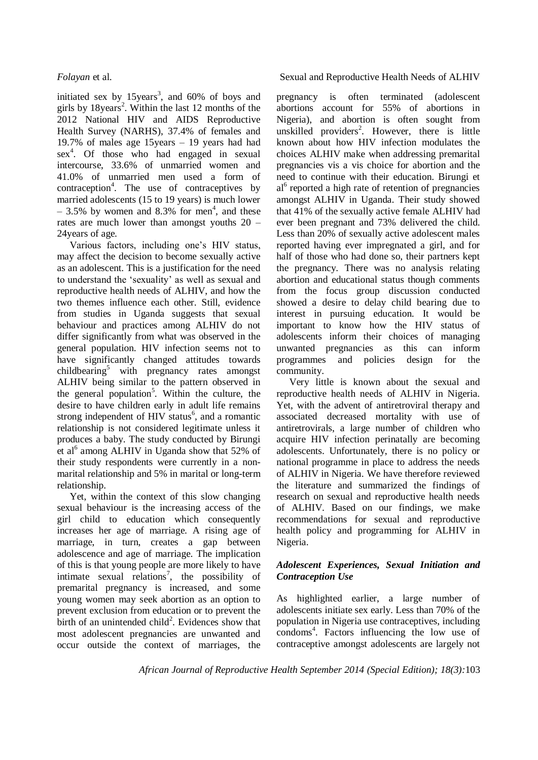initiated sex by 15years[3], and 60% of boys and girls by 18years[2]. Within the last 12 months of the 2012 National HIV and AIDS Reproductive Health Survey (NARHS), 37.4% of females and 19.7% of males age 15years – 19 years had had sex[4]. Of those who had engaged in sexual intercourse, 33.6% of unmarried women and 41.0% of unmarried men used a form of contraception[4]. The use of contraceptives by married adolescents (15 to 19 years) is much lower – 3.5% by women and 8.3% for men[4], and these rates are much lower than amongst youths 20 – 24years of age.

Various factors, including one's HIV status, may affect the decision to become sexually active as an adolescent. This is a justification for the need to understand the 'sexuality' as well as sexual and reproductive health needs of ALHIV, and how the two themes influence each other. Still, evidence from studies in Uganda suggests that sexual behaviour and practices among ALHIV do not differ significantly from what was observed in the general population. HIV infection seems not to have significantly changed attitudes towards childbearing[5] with pregnancy rates amongst ALHIV being similar to the pattern observed in the general population[5]. Within the culture, the desire to have children early in adult life remains strong independent of HIV status[6], and a romantic relationship is not considered legitimate unless it produces a baby. The study conducted by Birungi et al[6] among ALHIV in Uganda show that 52% of their study respondents were currently in a non-marital relationship and 5% in marital or long-term relationship.

Yet, within the context of this slow changing sexual behaviour is the increasing access of the girl child to education which consequently increases her age of marriage. A rising age of marriage, in turn, creates a gap between adolescence and age of marriage. The implication of this is that young people are more likely to have intimate sexual relations[7], the possibility of premarital pregnancy is increased, and some young women may seek abortion as an option to prevent exclusion from education or to prevent the birth of an unintended child[2]. Evidences show that most adolescent pregnancies are unwanted and occur outside the context of marriages, the pregnancy is often terminated (adolescent abortions account for 55% of abortions in Nigeria), and abortion is often sought from unskilled providers[2]. However, there is little known about how HIV infection modulates the choices ALHIV make when addressing premarital pregnancies vis a vis choice for abortion and the need to continue with their education. Birungi et al[6] reported a high rate of retention of pregnancies amongst ALHIV in Uganda. Their study showed that 41% of the sexually active female ALHIV had ever been pregnant and 73% delivered the child. Less than 20% of sexually active adolescent males reported having ever impregnated a girl, and for half of those who had done so, their partners kept the pregnancy. There was no analysis relating abortion and educational status though comments from the focus group discussion conducted showed a desire to delay child bearing due to interest in pursuing education. It would be important to know how the HIV status of adolescents inform their choices of managing unwanted pregnancies as this can inform programmes and policies design for the community.

Very little is known about the sexual and reproductive health needs of ALHIV in Nigeria. Yet, with the advent of antiretroviral therapy and associated decreased mortality with use of antiretrovirals, a large number of children who acquire HIV infection perinatally are becoming adolescents. Unfortunately, there is no policy or national programme in place to address the needs of ALHIV in Nigeria. We have therefore reviewed the literature and summarized the findings of research on sexual and reproductive health needs of ALHIV. Based on our findings, we make recommendations for sexual and reproductive health policy and programming for ALHIV in Nigeria.

### *Adolescent Experiences, Sexual Initiation and Contraception Use*

As highlighted earlier, a large number of adolescents initiate sex early. Less than 70% of the population in Nigeria use contraceptives, including condoms[4]. Factors influencing the low use of contraceptive amongst adolescents are largely not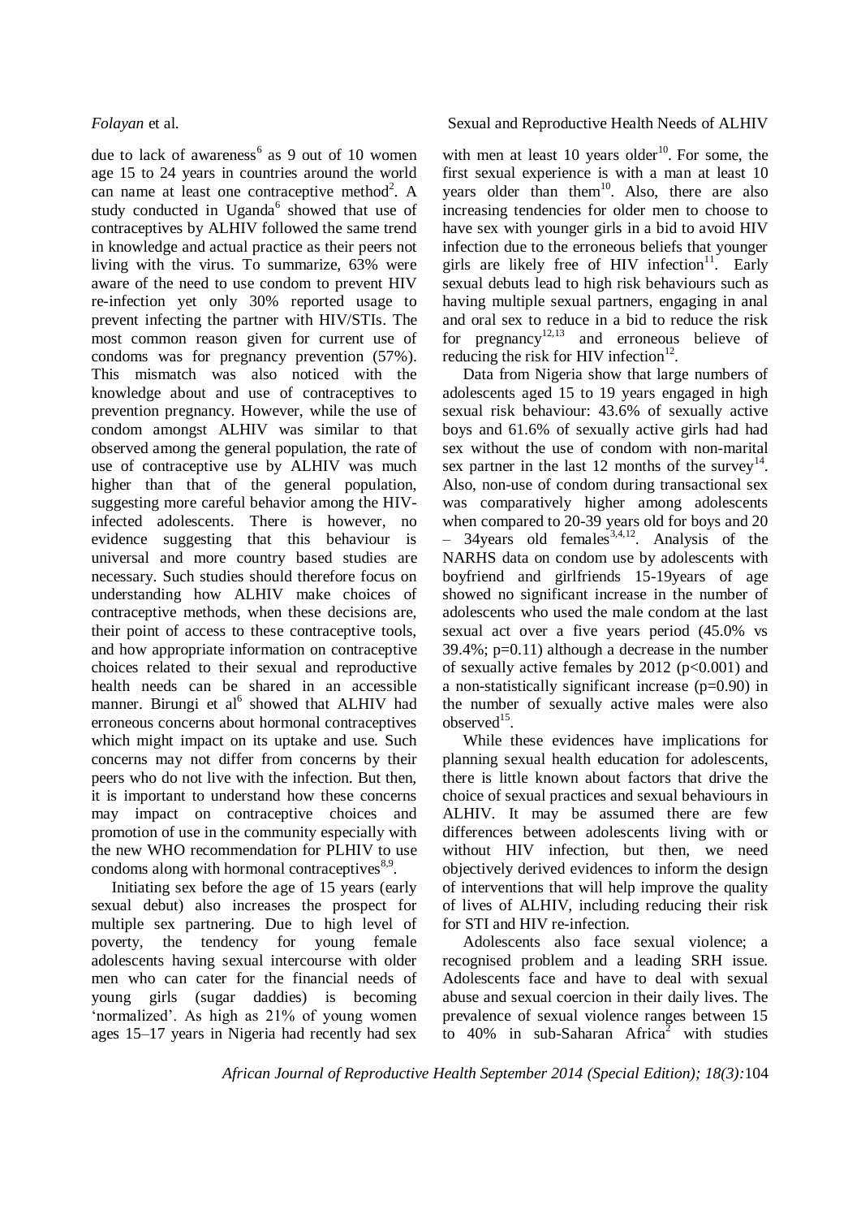due to lack of awareness[6] as 9 out of 10 women age 15 to 24 years in countries around the world can name at least one contraceptive method[2]. A study conducted in Uganda[6] showed that use of contraceptives by ALHIV followed the same trend in knowledge and actual practice as their peers not living with the virus. To summarize, 63% were aware of the need to use condom to prevent HIV re-infection yet only 30% reported usage to prevent infecting the partner with HIV/STIs. The most common reason given for current use of condoms was for pregnancy prevention (57%). This mismatch was also noticed with the knowledge about and use of contraceptives to prevention pregnancy. However, while the use of condom amongst ALHIV was similar to that observed among the general population, the rate of use of contraceptive use by ALHIV was much higher than that of the general population, suggesting more careful behavior among the HIV-infected adolescents. There is however, no evidence suggesting that this behaviour is universal and more country based studies are necessary. Such studies should therefore focus on understanding how ALHIV make choices of contraceptive methods, when these decisions are, their point of access to these contraceptive tools, and how appropriate information on contraceptive choices related to their sexual and reproductive health needs can be shared in an accessible manner. Birungi et al[6] showed that ALHIV had erroneous concerns about hormonal contraceptives which might impact on its uptake and use. Such concerns may not differ from concerns by their peers who do not live with the infection. But then, it is important to understand how these concerns may impact on contraceptive choices and promotion of use in the community especially with the new WHO recommendation for PLHIV to use condoms along with hormonal contraceptives[8,9].

Initiating sex before the age of 15 years (early sexual debut) also increases the prospect for multiple sex partnering. Due to high level of poverty, the tendency for young female adolescents having sexual intercourse with older men who can cater for the financial needs of young girls (sugar daddies) is becoming 'normalized'. As high as 21% of young women ages 15–17 years in Nigeria had recently had sex with men at least 10 years older[10]. For some, the first sexual experience is with a man at least 10 years older than them[10]. Also, there are also increasing tendencies for older men to choose to have sex with younger girls in a bid to avoid HIV infection due to the erroneous beliefs that younger girls are likely free of HIV infection[11]. Early sexual debuts lead to high risk behaviours such as having multiple sexual partners, engaging in anal and oral sex to reduce in a bid to reduce the risk for pregnancy[12,13] and erroneous believe of reducing the risk for HIV infection[12].

Data from Nigeria show that large numbers of adolescents aged 15 to 19 years engaged in high sexual risk behaviour: 43.6% of sexually active boys and 61.6% of sexually active girls had had sex without the use of condom with non-marital sex partner in the last 12 months of the survey[14]. Also, non-use of condom during transactional sex was comparatively higher among adolescents when compared to 20-39 years old for boys and 20 – 34years old females[3,4,12]. Analysis of the NARHS data on condom use by adolescents with boyfriend and girlfriends 15-19years of age showed no significant increase in the number of adolescents who used the male condom at the last sexual act over a five years period (45.0% vs 39.4%; $p=0.11$) although a decrease in the number of sexually active females by 2012 ($p<0.001$) and a non-statistically significant increase ($p=0.90$) in the number of sexually active males were also observed[15].

While these evidences have implications for planning sexual health education for adolescents, there is little known about factors that drive the choice of sexual practices and sexual behaviours in ALHIV. It may be assumed there are few differences between adolescents living with or without HIV infection, but then, we need objectively derived evidences to inform the design of interventions that will help improve the quality of lives of ALHIV, including reducing their risk for STI and HIV re-infection.

Adolescents also face sexual violence; a recognised problem and a leading SRH issue. Adolescents face and have to deal with sexual abuse and sexual coercion in their daily lives. The prevalence of sexual violence ranges between 15 to 40% in sub-Saharan Africa[2] with studies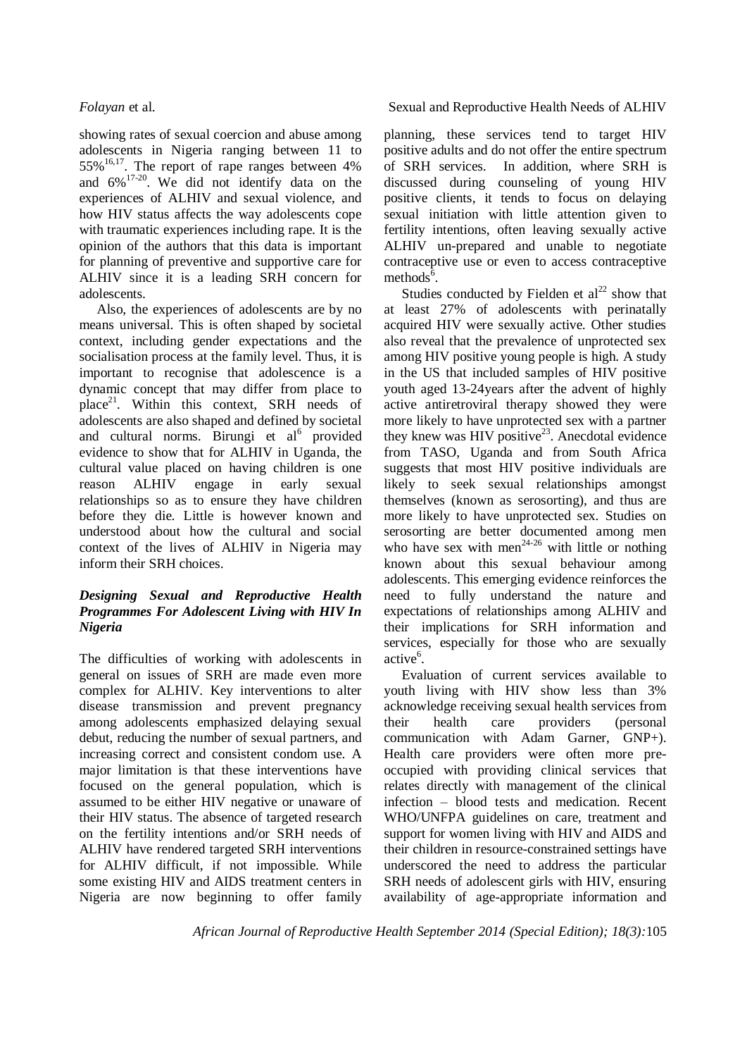showing rates of sexual coercion and abuse among adolescents in Nigeria ranging between 11 to 55%[16,17]. The report of rape ranges between 4% and 6%[17-20]. We did not identify data on the experiences of ALHIV and sexual violence, and how HIV status affects the way adolescents cope with traumatic experiences including rape. It is the opinion of the authors that this data is important for planning of preventive and supportive care for ALHIV since it is a leading SRH concern for adolescents.

Also, the experiences of adolescents are by no means universal. This is often shaped by societal context, including gender expectations and the socialisation process at the family level. Thus, it is important to recognise that adolescence is a dynamic concept that may differ from place to place[21]. Within this context, SRH needs of adolescents are also shaped and defined by societal and cultural norms. Birungi et al[6] provided evidence to show that for ALHIV in Uganda, the cultural value placed on having children is one reason ALHIV engage in early sexual relationships so as to ensure they have children before they die. Little is however known and understood about how the cultural and social context of the lives of ALHIV in Nigeria may inform their SRH choices.

### *Designing Sexual and Reproductive Health Programmes For Adolescent Living with HIV In Nigeria*

The difficulties of working with adolescents in general on issues of SRH are made even more complex for ALHIV. Key interventions to alter disease transmission and prevent pregnancy among adolescents emphasized delaying sexual debut, reducing the number of sexual partners, and increasing correct and consistent condom use. A major limitation is that these interventions have focused on the general population, which is assumed to be either HIV negative or unaware of their HIV status. The absence of targeted research on the fertility intentions and/or SRH needs of ALHIV have rendered targeted SRH interventions for ALHIV difficult, if not impossible. While some existing HIV and AIDS treatment centers in Nigeria are now beginning to offer family planning, these services tend to target HIV positive adults and do not offer the entire spectrum of SRH services. In addition, where SRH is discussed during counseling of young HIV positive clients, it tends to focus on delaying sexual initiation with little attention given to fertility intentions, often leaving sexually active ALHIV un-prepared and unable to negotiate contraceptive use or even to access contraceptive methods[6].

Studies conducted by Fielden et al[22] show that at least 27% of adolescents with perinatally acquired HIV were sexually active. Other studies also reveal that the prevalence of unprotected sex among HIV positive young people is high. A study in the US that included samples of HIV positive youth aged 13-24years after the advent of highly active antiretroviral therapy showed they were more likely to have unprotected sex with a partner they knew was HIV positive[23]. Anecdotal evidence from TASO, Uganda and from South Africa suggests that most HIV positive individuals are likely to seek sexual relationships amongst themselves (known as serosorting), and thus are more likely to have unprotected sex. Studies on serosorting are better documented among men who have sex with men[24-26] with little or nothing known about this sexual behaviour among adolescents. This emerging evidence reinforces the need to fully understand the nature and expectations of relationships among ALHIV and their implications for SRH information and services, especially for those who are sexually active[6].

Evaluation of current services available to youth living with HIV show less than 3% acknowledge receiving sexual health services from their health care providers (personal communication with Adam Garner, GNP+). Health care providers were often more pre-occupied with providing clinical services that relates directly with management of the clinical infection – blood tests and medication. Recent WHO/UNFPA guidelines on care, treatment and support for women living with HIV and AIDS and their children in resource-constrained settings have underscored the need to address the particular SRH needs of adolescent girls with HIV, ensuring availability of age-appropriate information and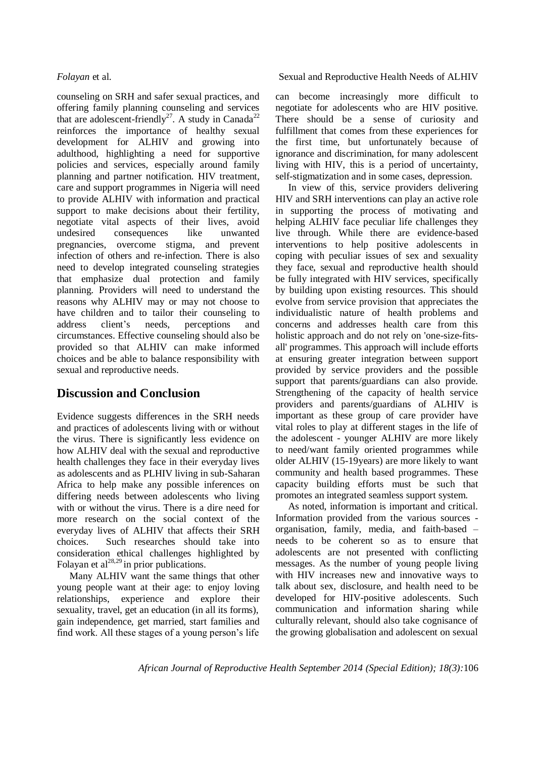counseling on SRH and safer sexual practices, and offering family planning counseling and services that are adolescent-friendly[27]. A study in Canada[22] reinforces the importance of healthy sexual development for ALHIV and growing into adulthood, highlighting a need for supportive policies and services, especially around family planning and partner notification. HIV treatment, care and support programmes in Nigeria will need to provide ALHIV with information and practical support to make decisions about their fertility, negotiate vital aspects of their lives, avoid undesired consequences like unwanted pregnancies, overcome stigma, and prevent infection of others and re-infection. There is also need to develop integrated counseling strategies that emphasize dual protection and family planning. Providers will need to understand the reasons why ALHIV may or may not choose to have children and to tailor their counseling to address client's needs, perceptions and circumstances. Effective counseling should also be provided so that ALHIV can make informed choices and be able to balance responsibility with sexual and reproductive needs.

## Discussion and Conclusion

Evidence suggests differences in the SRH needs and practices of adolescents living with or without the virus. There is significantly less evidence on how ALHIV deal with the sexual and reproductive health challenges they face in their everyday lives as adolescents and as PLHIV living in sub-Saharan Africa to help make any possible inferences on differing needs between adolescents who living with or without the virus. There is a dire need for more research on the social context of the everyday lives of ALHIV that affects their SRH choices. Such researches should take into consideration ethical challenges highlighted by Folayan et al[28,29] in prior publications.

Many ALHIV want the same things that other young people want at their age: to enjoy loving relationships, experience and explore their sexuality, travel, get an education (in all its forms), gain independence, get married, start families and find work. All these stages of a young person's life can become increasingly more difficult to negotiate for adolescents who are HIV positive. There should be a sense of curiosity and fulfillment that comes from these experiences for the first time, but unfortunately because of ignorance and discrimination, for many adolescent living with HIV, this is a period of uncertainty, self-stigmatization and in some cases, depression.

In view of this, service providers delivering HIV and SRH interventions can play an active role in supporting the process of motivating and helping ALHIV face peculiar life challenges they live through. While there are evidence-based interventions to help positive adolescents in coping with peculiar issues of sex and sexuality they face, sexual and reproductive health should be fully integrated with HIV services, specifically by building upon existing resources. This should evolve from service provision that appreciates the individualistic nature of health problems and concerns and addresses health care from this holistic approach and do not rely on 'one-size-fits-all' programmes. This approach will include efforts at ensuring greater integration between support provided by service providers and the possible support that parents/guardians can also provide. Strengthening of the capacity of health service providers and parents/guardians of ALHIV is important as these group of care provider have vital roles to play at different stages in the life of the adolescent - younger ALHIV are more likely to need/want family oriented programmes while older ALHIV (15-19years) are more likely to want community and health based programmes. These capacity building efforts must be such that promotes an integrated seamless support system.

As noted, information is important and critical. Information provided from the various sources - organisation, family, media, and faith-based – needs to be coherent so as to ensure that adolescents are not presented with conflicting messages. As the number of young people living with HIV increases new and innovative ways to talk about sex, disclosure, and health need to be developed for HIV-positive adolescents. Such communication and information sharing while culturally relevant, should also take cognisance of the growing globalisation and adolescent on sexual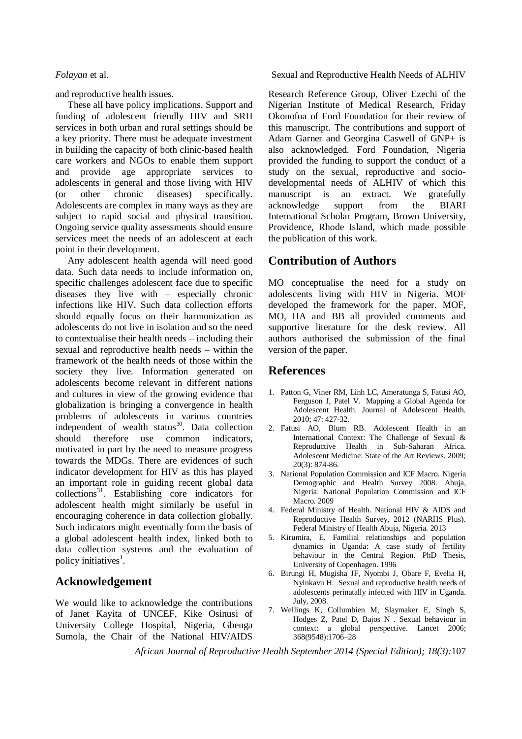and reproductive health issues.

These all have policy implications. Support and funding of adolescent friendly HIV and SRH services in both urban and rural settings should be a key priority. There must be adequate investment in building the capacity of both clinic-based health care workers and NGOs to enable them support and provide age appropriate services to adolescents in general and those living with HIV (or other chronic diseases) specifically. Adolescents are complex in many ways as they are subject to rapid social and physical transition. Ongoing service quality assessments should ensure services meet the needs of an adolescent at each point in their development.

Any adolescent health agenda will need good data. Such data needs to include information on, specific challenges adolescent face due to specific diseases they live with – especially chronic infections like HIV. Such data collection efforts should equally focus on their harmonization as adolescents do not live in isolation and so the need to contextualise their health needs – including their sexual and reproductive health needs – within the framework of the health needs of those within the society they live. Information generated on adolescents become relevant in different nations and cultures in view of the growing evidence that globalization is bringing a convergence in health problems of adolescents in various countries independent of wealth status[30]. Data collection should therefore use common indicators, motivated in part by the need to measure progress towards the MDGs. There are evidences of such indicator development for HIV as this has played an important role in guiding recent global data collections[31]. Establishing core indicators for adolescent health might similarly be useful in encouraging coherence in data collection globally. Such indicators might eventually form the basis of a global adolescent health index, linked both to data collection systems and the evaluation of policy initiatives[1].

## Acknowledgement

We would like to acknowledge the contributions of Janet Kayita of UNCEF, Kike Osinusi of University College Hospital, Nigeria, Gbenga Sumola, the Chair of the National HIV/AIDS Research Reference Group, Oliver Ezechi of the Nigerian Institute of Medical Research, Friday Okonofua of Ford Foundation for their review of this manuscript. The contributions and support of Adam Garner and Georgina Caswell of GNP+ is also acknowledged. Ford Foundation, Nigeria provided the funding to support the conduct of a study on the sexual, reproductive and socio-developmental needs of ALHIV of which this manuscript is an extract. We gratefully acknowledge support from the BIARI International Scholar Program, Brown University, Providence, Rhode Island, which made possible the publication of this work.

## Contribution of Authors

MO conceptualise the need for a study on adolescents living with HIV in Nigeria. MOF developed the framework for the paper. MOF, MO, HA and BB all provided comments and supportive literature for the desk review. All authors authorised the submission of the final version of the paper.

## References

1. Patton G, Viner RM, Linh LC, Ameratunga S, Fatusi AO, Ferguson J, Patel V. Mapping a Global Agenda for Adolescent Health. Journal of Adolescent Health. 2010; 47: 427-32.
2. Fatusi AO, Blum RB. Adolescent Health in an International Context: The Challenge of Sexual & Reproductive Health in Sub-Saharan Africa. Adolescent Medicine: State of the Art Reviews. 2009; 20(3): 874-86.
3. National Population Commission and ICF Macro. Nigeria Demographic and Health Survey 2008. Abuja, Nigeria: National Population Commission and ICF Macro. 2009
4. Federal Ministry of Health. National HIV & AIDS and Reproductive Health Survey, 2012 (NARHS Plus). Federal Ministry of Health Abuja, Nigeria. 2013
5. Kirumira, E. Familial relationships and population dynamics in Uganda: A case study of fertility behaviour in the Central Region. PhD Thesis, University of Copenhagen. 1996
6. Birungi H, Mugisha JF, Nyombi J, Obare F, Evelia H, Nyinkavu H. Sexual and reproductive health needs of adolescents perinatally infected with HIV in Uganda. July, 2008.
7. Wellings K, Collumbien M, Slaymaker E, Singh S, Hodges Z, Patel D, Bajos N . Sexual behaviour in context: a global perspective. Lancet 2006; 368(9548):1706–28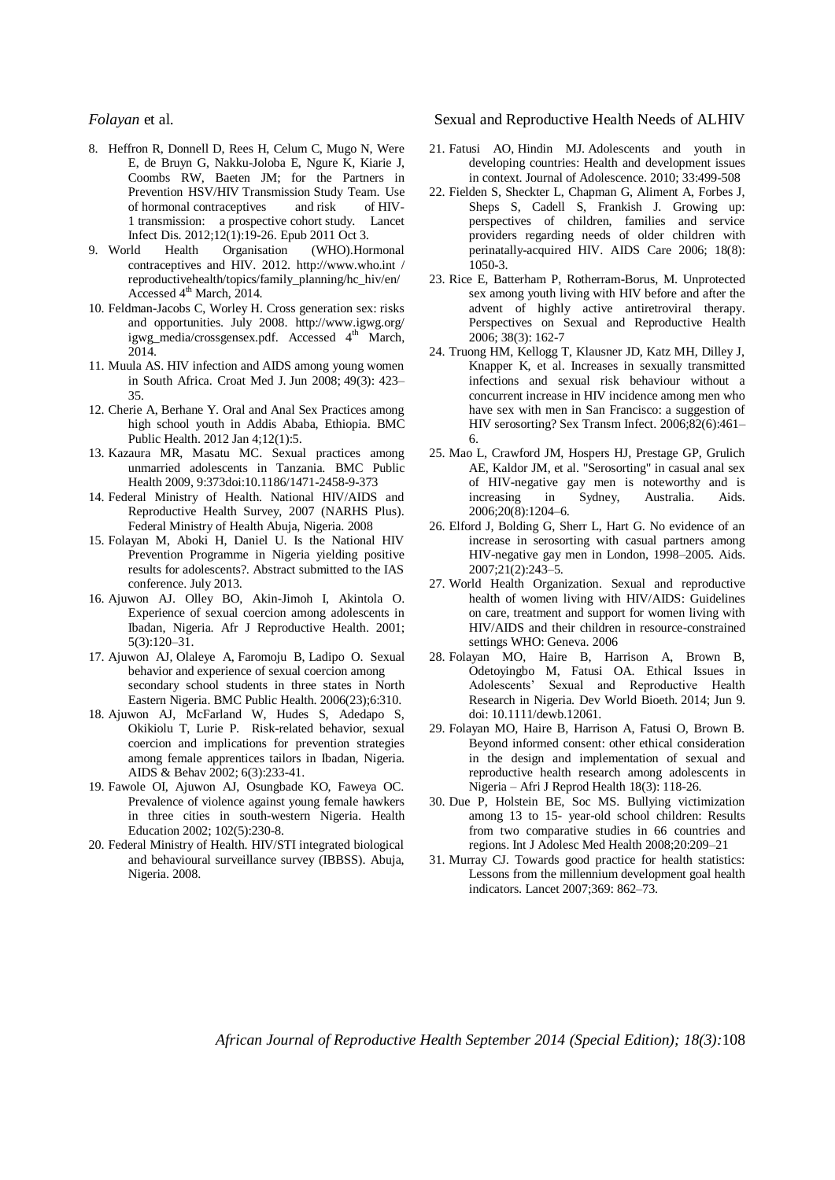8. Heffron R, Donnell D, Rees H, Celum C, Mugo N, Were E, de Bruyn G, Nakku-Joloba E, Ngure K, Kiarie J, Coombs RW, Baeten JM; for the Partners in Prevention HSV/HIV Transmission Study Team. Use of hormonal contraceptives and risk of HIV-1 transmission: a prospective cohort study. Lancet Infect Dis. 2012;12(1):19-26. Epub 2011 Oct 3.
9. World Health Organisation (WHO).Hormonal contraceptives and HIV. 2012. http://www.who.int / reproductivehealth/topics/family_planning/hc_hiv/en/ Accessed 4th March, 2014.
10. Feldman-Jacobs C, Worley H. Cross generation sex: risks and opportunities. July 2008. http://www.igwg.org/ igwg_media/crossgensex.pdf. Accessed 4th March, 2014.
11. Muula AS. HIV infection and AIDS among young women in South Africa. Croat Med J. Jun 2008; 49(3): 423–35.
12. Cherie A, Berhane Y. Oral and Anal Sex Practices among high school youth in Addis Ababa, Ethiopia. BMC Public Health. 2012 Jan 4;12(1):5.
13. Kazaura MR, Masatu MC. Sexual practices among unmarried adolescents in Tanzania. BMC Public Health 2009, 9:373doi:10.1186/1471-2458-9-373
14. Federal Ministry of Health. National HIV/AIDS and Reproductive Health Survey, 2007 (NARHS Plus). Federal Ministry of Health Abuja, Nigeria. 2008
15. Folayan M, Aboki H, Daniel U. Is the National HIV Prevention Programme in Nigeria yielding positive results for adolescents?. Abstract submitted to the IAS conference. July 2013.
16. Ajuwon AJ. Olley BO, Akin-Jimoh I, Akintola O. Experience of sexual coercion among adolescents in Ibadan, Nigeria. Afr J Reproductive Health. 2001; 5(3):120–31.
17. Ajuwon AJ, Olaleye A, Faromoju B, Ladipo O. Sexual behavior and experience of sexual coercion among secondary school students in three states in North Eastern Nigeria. BMC Public Health. 2006(23);6:310.
18. Ajuwon AJ, McFarland W, Hudes S, Adedapo S, Okikiolu T, Lurie P. Risk-related behavior, sexual coercion and implications for prevention strategies among female apprentices tailors in Ibadan, Nigeria. AIDS & Behav 2002; 6(3):233-41.
19. Fawole OI, Ajuwon AJ, Osungbade KO, Faweya OC. Prevalence of violence against young female hawkers in three cities in south-western Nigeria. Health Education 2002; 102(5):230-8.
20. Federal Ministry of Health. HIV/STI integrated biological and behavioural surveillance survey (IBBSS). Abuja, Nigeria. 2008.
21. Fatusi AO, Hindin MJ. Adolescents and youth in developing countries: Health and development issues in context. Journal of Adolescence. 2010; 33:499-508
22. Fielden S, Sheckter L, Chapman G, Aliment A, Forbes J, Sheps S, Cadell S, Frankish J. Growing up: perspectives of children, families and service providers regarding needs of older children with perinatally-acquired HIV. AIDS Care 2006; 18(8): 1050-3.
23. Rice E, Batterham P, Rotherram-Borus, M. Unprotected sex among youth living with HIV before and after the advent of highly active antiretroviral therapy. Perspectives on Sexual and Reproductive Health 2006; 38(3): 162-7
24. Truong HM, Kellogg T, Klausner JD, Katz MH, Dilley J, Knapper K, et al. Increases in sexually transmitted infections and sexual risk behaviour without a concurrent increase in HIV incidence among men who have sex with men in San Francisco: a suggestion of HIV serosorting? Sex Transm Infect. 2006;82(6):461–6.
25. Mao L, Crawford JM, Hospers HJ, Prestage GP, Grulich AE, Kaldor JM, et al. "Serosorting" in casual anal sex of HIV-negative gay men is noteworthy and is increasing in Sydney, Australia. Aids. 2006;20(8):1204–6.
26. Elford J, Bolding G, Sherr L, Hart G. No evidence of an increase in serosorting with casual partners among HIV-negative gay men in London, 1998–2005. Aids. 2007;21(2):243–5.
27. World Health Organization. Sexual and reproductive health of women living with HIV/AIDS: Guidelines on care, treatment and support for women living with HIV/AIDS and their children in resource-constrained settings WHO: Geneva. 2006
28. Folayan MO, Haire B, Harrison A, Brown B, Odetoyingbo M, Fatusi OA. Ethical Issues in Adolescents' Sexual and Reproductive Health Research in Nigeria. Dev World Bioeth. 2014; Jun 9. doi: 10.1111/dewb.12061.
29. Folayan MO, Haire B, Harrison A, Fatusi O, Brown B. Beyond informed consent: other ethical consideration in the design and implementation of sexual and reproductive health research among adolescents in Nigeria – Afri J Reprod Health 18(3): 118-26.
30. Due P, Holstein BE, Soc MS. Bullying victimization among 13 to 15- year-old school children: Results from two comparative studies in 66 countries and regions. Int J Adolesc Med Health 2008;20:209–21
31. Murray CJ. Towards good practice for health statistics: Lessons from the millennium development goal health indicators. Lancet 2007;369: 862–73.